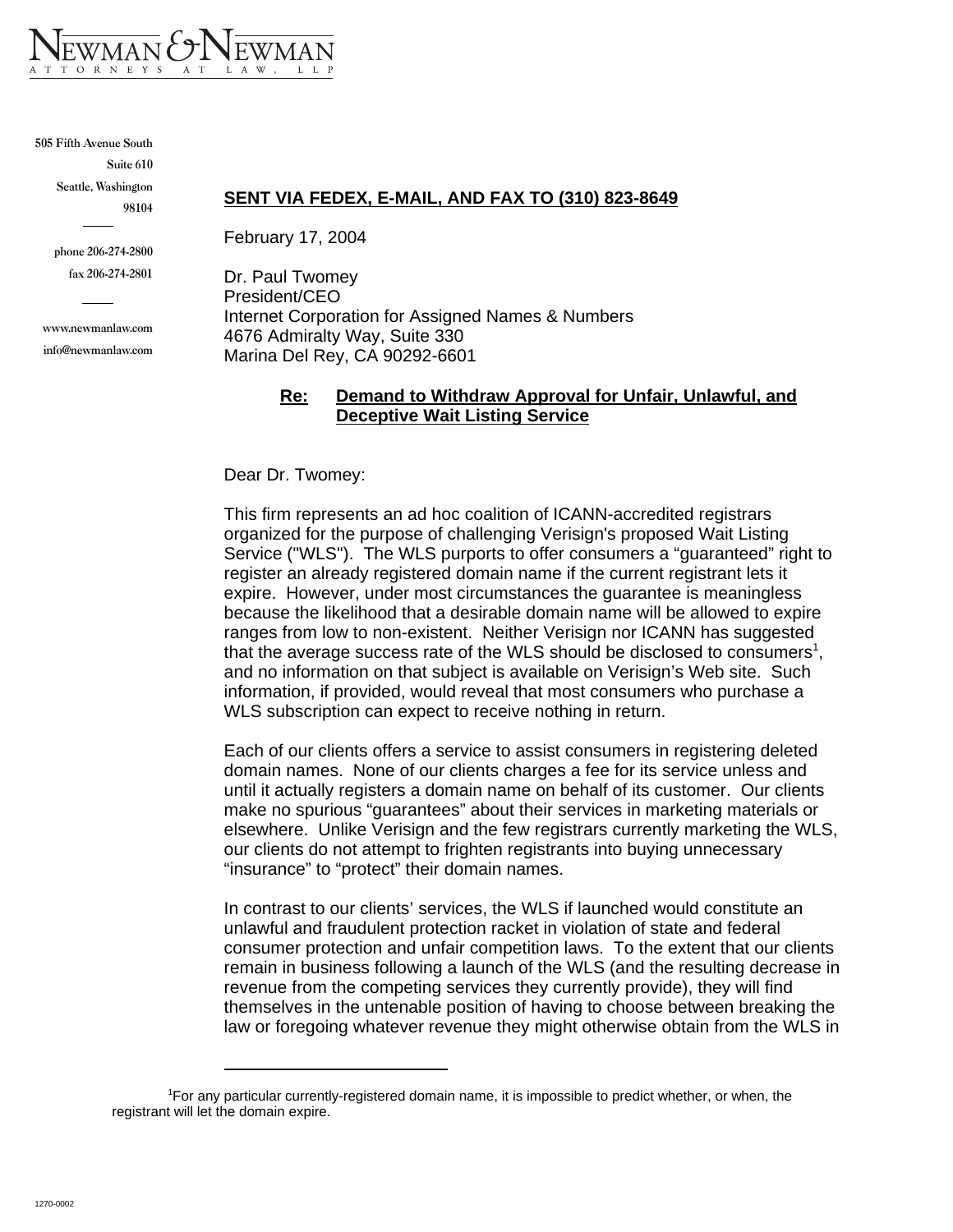# NEWMAN & NEWMAN
ATTORNEYS AT LAW, LLP

505 Fifth Avenue South
Suite 610
Seattle, Washington
98104

phone 206-274-2800
fax 206-274-2801

www.newmanlaw.com
info@newmanlaw.com

**SENT VIA FEDEX, E-MAIL, AND FAX TO (310) 823-8649**

February 17, 2004

Dr. Paul Twomey
President/CEO
Internet Corporation for Assigned Names & Numbers
4676 Admiralty Way, Suite 330
Marina Del Rey, CA 90292-6601

**Re: Demand to Withdraw Approval for Unfair, Unlawful, and Deceptive Wait Listing Service**

Dear Dr. Twomey:

This firm represents an ad hoc coalition of ICANN-accredited registrars organized for the purpose of challenging Verisign's proposed Wait Listing Service ("WLS"). The WLS purports to offer consumers a "guaranteed" right to register an already registered domain name if the current registrant lets it expire. However, under most circumstances the guarantee is meaningless because the likelihood that a desirable domain name will be allowed to expire ranges from low to non-existent. Neither Verisign nor ICANN has suggested that the average success rate of the WLS should be disclosed to consumers[1], and no information on that subject is available on Verisign's Web site. Such information, if provided, would reveal that most consumers who purchase a WLS subscription can expect to receive nothing in return.

Each of our clients offers a service to assist consumers in registering deleted domain names. None of our clients charges a fee for its service unless and until it actually registers a domain name on behalf of its customer. Our clients make no spurious "guarantees" about their services in marketing materials or elsewhere. Unlike Verisign and the few registrars currently marketing the WLS, our clients do not attempt to frighten registrants into buying unnecessary "insurance" to "protect" their domain names.

In contrast to our clients' services, the WLS if launched would constitute an unlawful and fraudulent protection racket in violation of state and federal consumer protection and unfair competition laws. To the extent that our clients remain in business following a launch of the WLS (and the resulting decrease in revenue from the competing services they currently provide), they will find themselves in the untenable position of having to choose between breaking the law or foregoing whatever revenue they might otherwise obtain from the WLS in

---

[1]For any particular currently-registered domain name, it is impossible to predict whether, or when, the registrant will let the domain expire.

1270-0002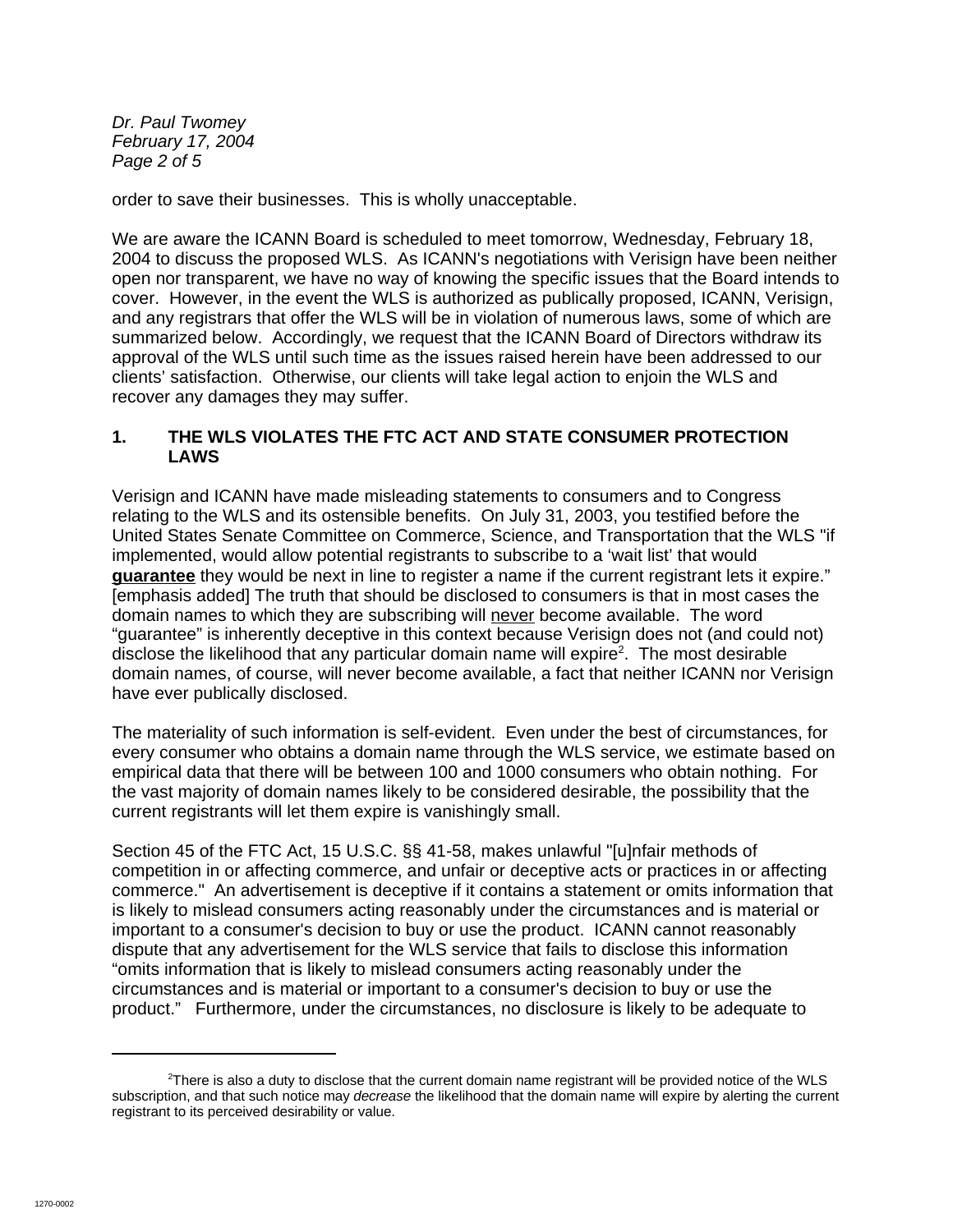order to save their businesses. This is wholly unacceptable.

We are aware the ICANN Board is scheduled to meet tomorrow, Wednesday, February 18, 2004 to discuss the proposed WLS. As ICANN's negotiations with Verisign have been neither open nor transparent, we have no way of knowing the specific issues that the Board intends to cover. However, in the event the WLS is authorized as publically proposed, ICANN, Verisign, and any registrars that offer the WLS will be in violation of numerous laws, some of which are summarized below. Accordingly, we request that the ICANN Board of Directors withdraw its approval of the WLS until such time as the issues raised herein have been addressed to our clients' satisfaction. Otherwise, our clients will take legal action to enjoin the WLS and recover any damages they may suffer.

## 1. THE WLS VIOLATES THE FTC ACT AND STATE CONSUMER PROTECTION LAWS

Verisign and ICANN have made misleading statements to consumers and to Congress relating to the WLS and its ostensible benefits. On July 31, 2003, you testified before the United States Senate Committee on Commerce, Science, and Transportation that the WLS "if implemented, would allow potential registrants to subscribe to a 'wait list' that would **guarantee** they would be next in line to register a name if the current registrant lets it expire." [emphasis added] The truth that should be disclosed to consumers is that in most cases the domain names to which they are subscribing will never become available. The word "guarantee" is inherently deceptive in this context because Verisign does not (and could not) disclose the likelihood that any particular domain name will expire[2]. The most desirable domain names, of course, will never become available, a fact that neither ICANN nor Verisign have ever publically disclosed.

The materiality of such information is self-evident. Even under the best of circumstances, for every consumer who obtains a domain name through the WLS service, we estimate based on empirical data that there will be between 100 and 1000 consumers who obtain nothing. For the vast majority of domain names likely to be considered desirable, the possibility that the current registrants will let them expire is vanishingly small.

Section 45 of the FTC Act, 15 U.S.C. §§ 41-58, makes unlawful "[u]nfair methods of competition in or affecting commerce, and unfair or deceptive acts or practices in or affecting commerce." An advertisement is deceptive if it contains a statement or omits information that is likely to mislead consumers acting reasonably under the circumstances and is material or important to a consumer's decision to buy or use the product. ICANN cannot reasonably dispute that any advertisement for the WLS service that fails to disclose this information "omits information that is likely to mislead consumers acting reasonably under the circumstances and is material or important to a consumer's decision to buy or use the product." Furthermore, under the circumstances, no disclosure is likely to be adequate to

[2] There is also a duty to disclose that the current domain name registrant will be provided notice of the WLS subscription, and that such notice may *decrease* the likelihood that the domain name will expire by alerting the current registrant to its perceived desirability or value.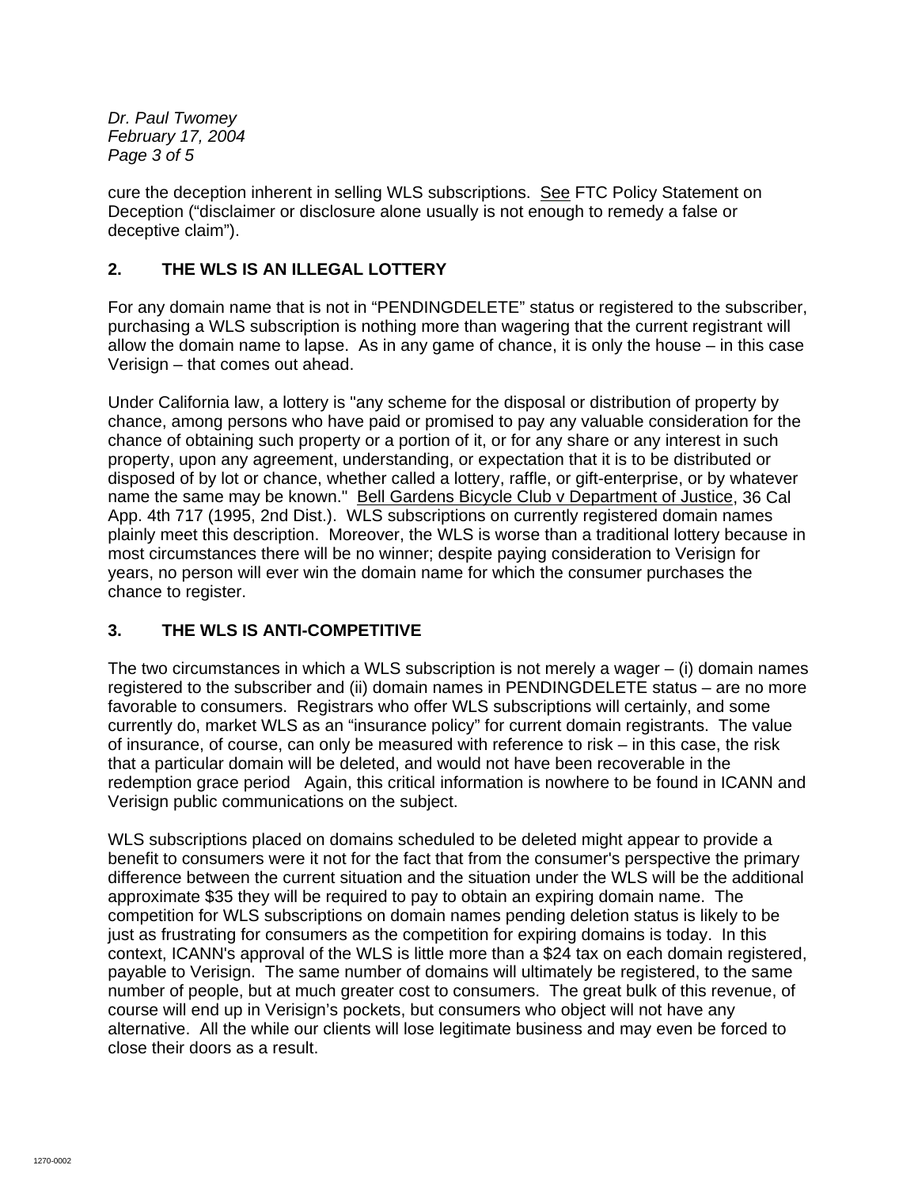cure the deception inherent in selling WLS subscriptions. See FTC Policy Statement on Deception ("disclaimer or disclosure alone usually is not enough to remedy a false or deceptive claim").

## 2. THE WLS IS AN ILLEGAL LOTTERY

For any domain name that is not in "PENDINGDELETE" status or registered to the subscriber, purchasing a WLS subscription is nothing more than wagering that the current registrant will allow the domain name to lapse. As in any game of chance, it is only the house – in this case Verisign – that comes out ahead.

Under California law, a lottery is "any scheme for the disposal or distribution of property by chance, among persons who have paid or promised to pay any valuable consideration for the chance of obtaining such property or a portion of it, or for any share or any interest in such property, upon any agreement, understanding, or expectation that it is to be distributed or disposed of by lot or chance, whether called a lottery, raffle, or gift-enterprise, or by whatever name the same may be known." Bell Gardens Bicycle Club v Department of Justice, 36 Cal App. 4th 717 (1995, 2nd Dist.). WLS subscriptions on currently registered domain names plainly meet this description. Moreover, the WLS is worse than a traditional lottery because in most circumstances there will be no winner; despite paying consideration to Verisign for years, no person will ever win the domain name for which the consumer purchases the chance to register.

## 3. THE WLS IS ANTI-COMPETITIVE

The two circumstances in which a WLS subscription is not merely a wager – (i) domain names registered to the subscriber and (ii) domain names in PENDINGDELETE status – are no more favorable to consumers. Registrars who offer WLS subscriptions will certainly, and some currently do, market WLS as an "insurance policy" for current domain registrants. The value of insurance, of course, can only be measured with reference to risk – in this case, the risk that a particular domain will be deleted, and would not have been recoverable in the redemption grace period Again, this critical information is nowhere to be found in ICANN and Verisign public communications on the subject.

WLS subscriptions placed on domains scheduled to be deleted might appear to provide a benefit to consumers were it not for the fact that from the consumer's perspective the primary difference between the current situation and the situation under the WLS will be the additional approximate $35 they will be required to pay to obtain an expiring domain name. The competition for WLS subscriptions on domain names pending deletion status is likely to be just as frustrating for consumers as the competition for expiring domains is today. In this context, ICANN's approval of the WLS is little more than a $24 tax on each domain registered, payable to Verisign. The same number of domains will ultimately be registered, to the same number of people, but at much greater cost to consumers. The great bulk of this revenue, of course will end up in Verisign's pockets, but consumers who object will not have any alternative. All the while our clients will lose legitimate business and may even be forced to close their doors as a result.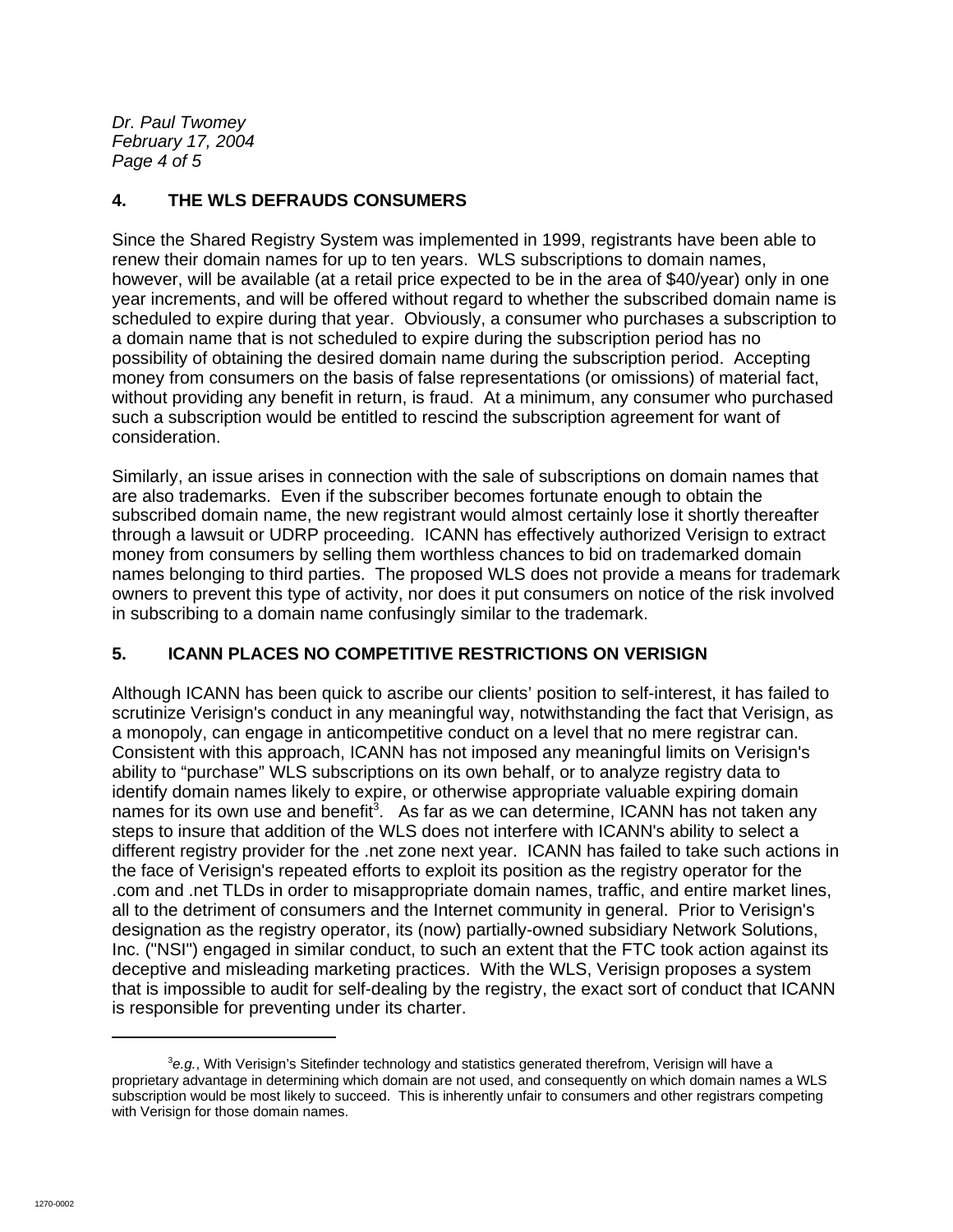## 4. THE WLS DEFRAUDS CONSUMERS

Since the Shared Registry System was implemented in 1999, registrants have been able to renew their domain names for up to ten years. WLS subscriptions to domain names, however, will be available (at a retail price expected to be in the area of $40/year) only in one year increments, and will be offered without regard to whether the subscribed domain name is scheduled to expire during that year. Obviously, a consumer who purchases a subscription to a domain name that is not scheduled to expire during the subscription period has no possibility of obtaining the desired domain name during the subscription period. Accepting money from consumers on the basis of false representations (or omissions) of material fact, without providing any benefit in return, is fraud. At a minimum, any consumer who purchased such a subscription would be entitled to rescind the subscription agreement for want of consideration.

Similarly, an issue arises in connection with the sale of subscriptions on domain names that are also trademarks. Even if the subscriber becomes fortunate enough to obtain the subscribed domain name, the new registrant would almost certainly lose it shortly thereafter through a lawsuit or UDRP proceeding. ICANN has effectively authorized Verisign to extract money from consumers by selling them worthless chances to bid on trademarked domain names belonging to third parties. The proposed WLS does not provide a means for trademark owners to prevent this type of activity, nor does it put consumers on notice of the risk involved in subscribing to a domain name confusingly similar to the trademark.

## 5. ICANN PLACES NO COMPETITIVE RESTRICTIONS ON VERISIGN

Although ICANN has been quick to ascribe our clients' position to self-interest, it has failed to scrutinize Verisign's conduct in any meaningful way, notwithstanding the fact that Verisign, as a monopoly, can engage in anticompetitive conduct on a level that no mere registrar can. Consistent with this approach, ICANN has not imposed any meaningful limits on Verisign's ability to "purchase" WLS subscriptions on its own behalf, or to analyze registry data to identify domain names likely to expire, or otherwise appropriate valuable expiring domain names for its own use and benefit[3]. As far as we can determine, ICANN has not taken any steps to insure that addition of the WLS does not interfere with ICANN's ability to select a different registry provider for the .net zone next year. ICANN has failed to take such actions in the face of Verisign's repeated efforts to exploit its position as the registry operator for the .com and .net TLDs in order to misappropriate domain names, traffic, and entire market lines, all to the detriment of consumers and the Internet community in general. Prior to Verisign's designation as the registry operator, its (now) partially-owned subsidiary Network Solutions, Inc. ("NSI") engaged in similar conduct, to such an extent that the FTC took action against its deceptive and misleading marketing practices. With the WLS, Verisign proposes a system that is impossible to audit for self-dealing by the registry, the exact sort of conduct that ICANN is responsible for preventing under its charter.

---

[3] *e.g.*, With Verisign's Sitefinder technology and statistics generated therefrom, Verisign will have a proprietary advantage in determining which domain are not used, and consequently on which domain names a WLS subscription would be most likely to succeed. This is inherently unfair to consumers and other registrars competing with Verisign for those domain names.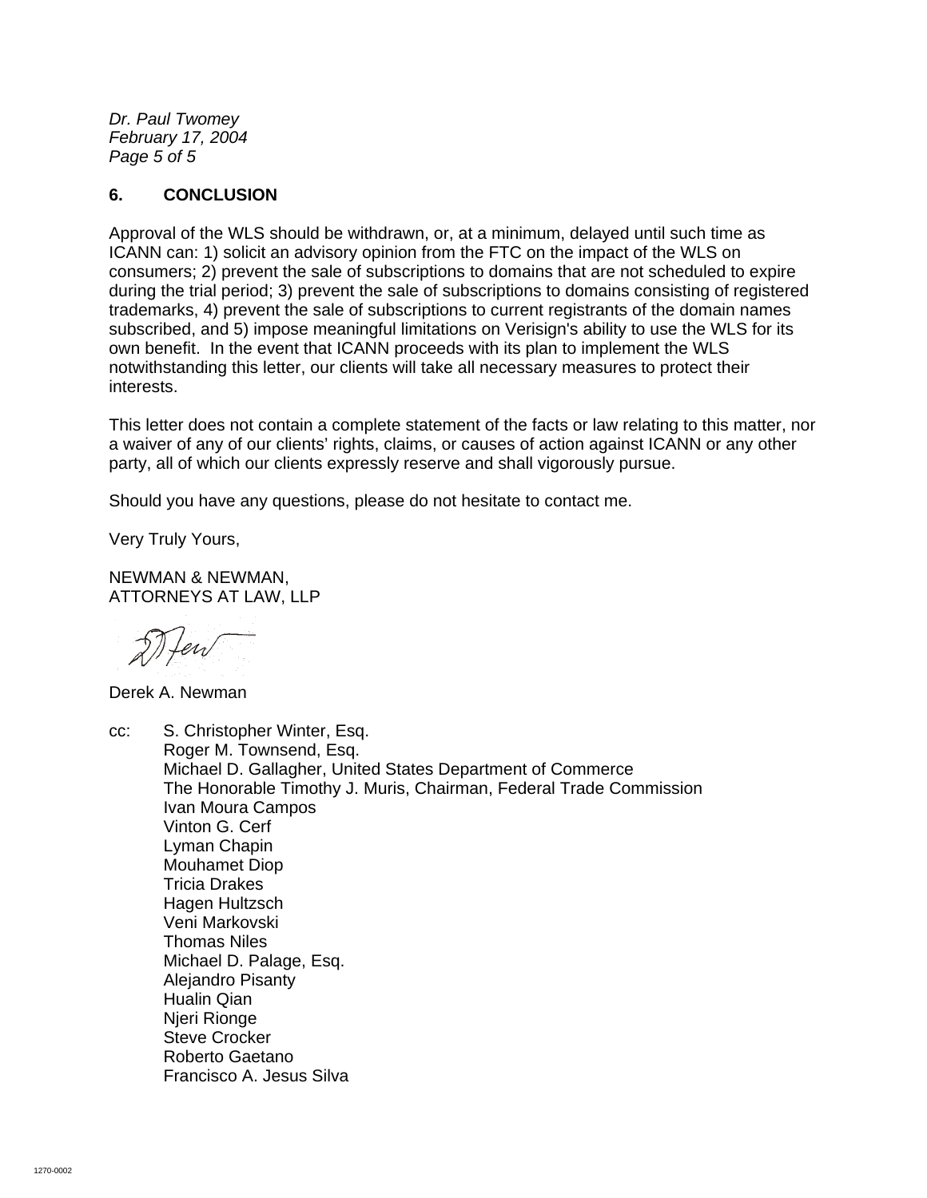## 6. CONCLUSION

Approval of the WLS should be withdrawn, or, at a minimum, delayed until such time as ICANN can: 1) solicit an advisory opinion from the FTC on the impact of the WLS on consumers; 2) prevent the sale of subscriptions to domains that are not scheduled to expire during the trial period; 3) prevent the sale of subscriptions to domains consisting of registered trademarks, 4) prevent the sale of subscriptions to current registrants of the domain names subscribed, and 5) impose meaningful limitations on Verisign's ability to use the WLS for its own benefit. In the event that ICANN proceeds with its plan to implement the WLS notwithstanding this letter, our clients will take all necessary measures to protect their interests.

This letter does not contain a complete statement of the facts or law relating to this matter, nor a waiver of any of our clients' rights, claims, or causes of action against ICANN or any other party, all of which our clients expressly reserve and shall vigorously pursue.

Should you have any questions, please do not hesitate to contact me.

Very Truly Yours,

NEWMAN & NEWMAN,
ATTORNEYS AT LAW, LLP

Derek A. Newman

cc: S. Christopher Winter, Esq.
Roger M. Townsend, Esq.
Michael D. Gallagher, United States Department of Commerce
The Honorable Timothy J. Muris, Chairman, Federal Trade Commission
Ivan Moura Campos
Vinton G. Cerf
Lyman Chapin
Mouhamet Diop
Tricia Drakes
Hagen Hultzsch
Veni Markovski
Thomas Niles
Michael D. Palage, Esq.
Alejandro Pisanty
Hualin Qian
Njeri Rionge
Steve Crocker
Roberto Gaetano
Francisco A. Jesus Silva

1270-0002